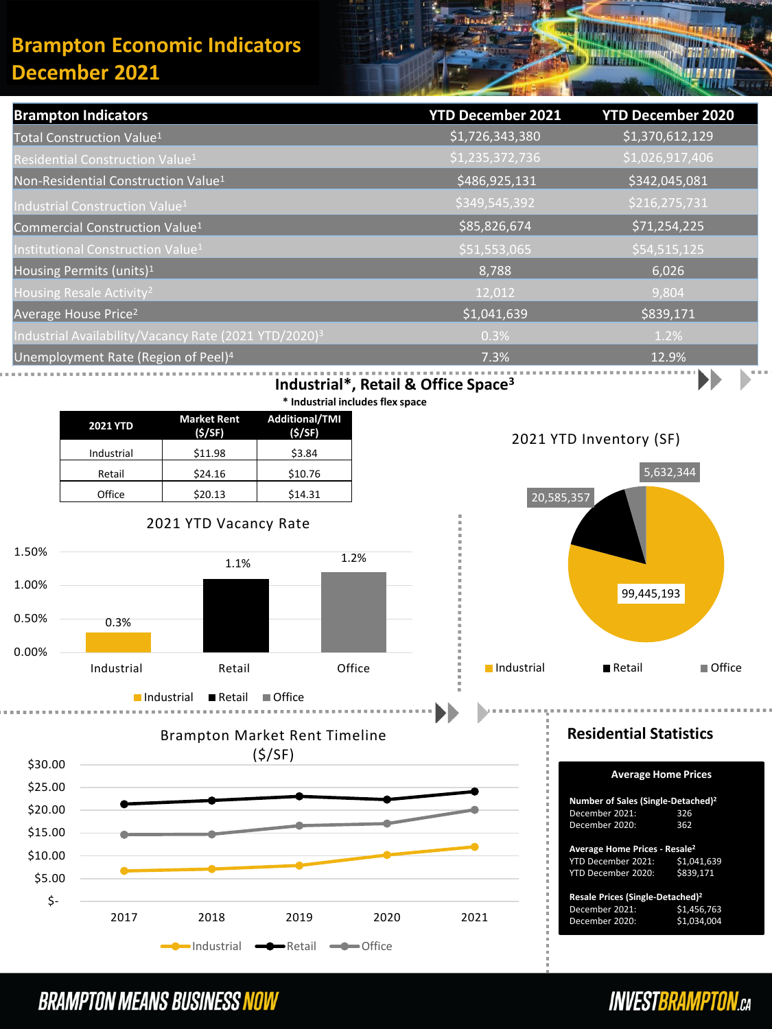# Brampton Economic Indicators December 2021

| Brampton Indicators | YTD December 2021 | YTD December 2020 |
|---|---|---|
| Total Construction Value[1] | $1,726,343,380 | $1,370,612,129 |
| Residential Construction Value[1] | $1,235,372,736 | $1,026,917,406 |
| Non-Residential Construction Value[1] | $486,925,131 | $342,045,081 |
| Industrial Construction Value[1] | $349,545,392 | $216,275,731 |
| Commercial Construction Value[1] | $85,826,674 | $71,254,225 |
| Institutional Construction Value[1] | $51,553,065 | $54,515,125 |
| Housing Permits (units)[1] | 8,788 | 6,026 |
| Housing Resale Activity[2] | 12,012 | 9,804 |
| Average House Price[2] | $1,041,639 | $839,171 |
| Industrial Availability/Vacancy Rate (2021 YTD/2020)[3] | 0.3% | 1.2% |
| Unemployment Rate (Region of Peel)[4] | 7.3% | 12.9% |

## Industrial*, Retail & Office Space[3]

**\* Industrial includes flex space**

| 2021 YTD | Market Rent ($/SF) | Additional/TMI ($/SF) |
|---|---|---|
| Industrial | $11.98 | $3.84 |
| Retail | $24.16 | $10.76 |
| Office | $20.13 | $14.31 |

2021 YTD Vacancy Rate

1.50%
1.00%
0.50%
0.00%

Industrial 0.3%
Retail 1.1%
Office 1.2%

Industrial, Retail, Office

2021 YTD Inventory (SF)

99,445,193
20,585,357
5,632,344

Industrial, Retail, Office

Brampton Market Rent Timeline ($/SF)

$30.00
$25.00
$20.00
$15.00
$10.00
$5.00
$-

2017, 2018, 2019, 2020, 2021

Industrial, Retail, Office

## Residential Statistics

**Average Home Prices**

**Number of Sales (Single-Detached)[2]**
December 2021: 326
December 2020: 362

**Average Home Prices - Resale[2]**
YTD December 2021: $1,041,639
YTD December 2020: $839,171

**Resale Prices (Single-Detached)[2]**
December 2021: $1,456,763
December 2020: $1,034,004

BRAMPTON MEANS BUSINESS NOW

INVESTBRAMPTON.CA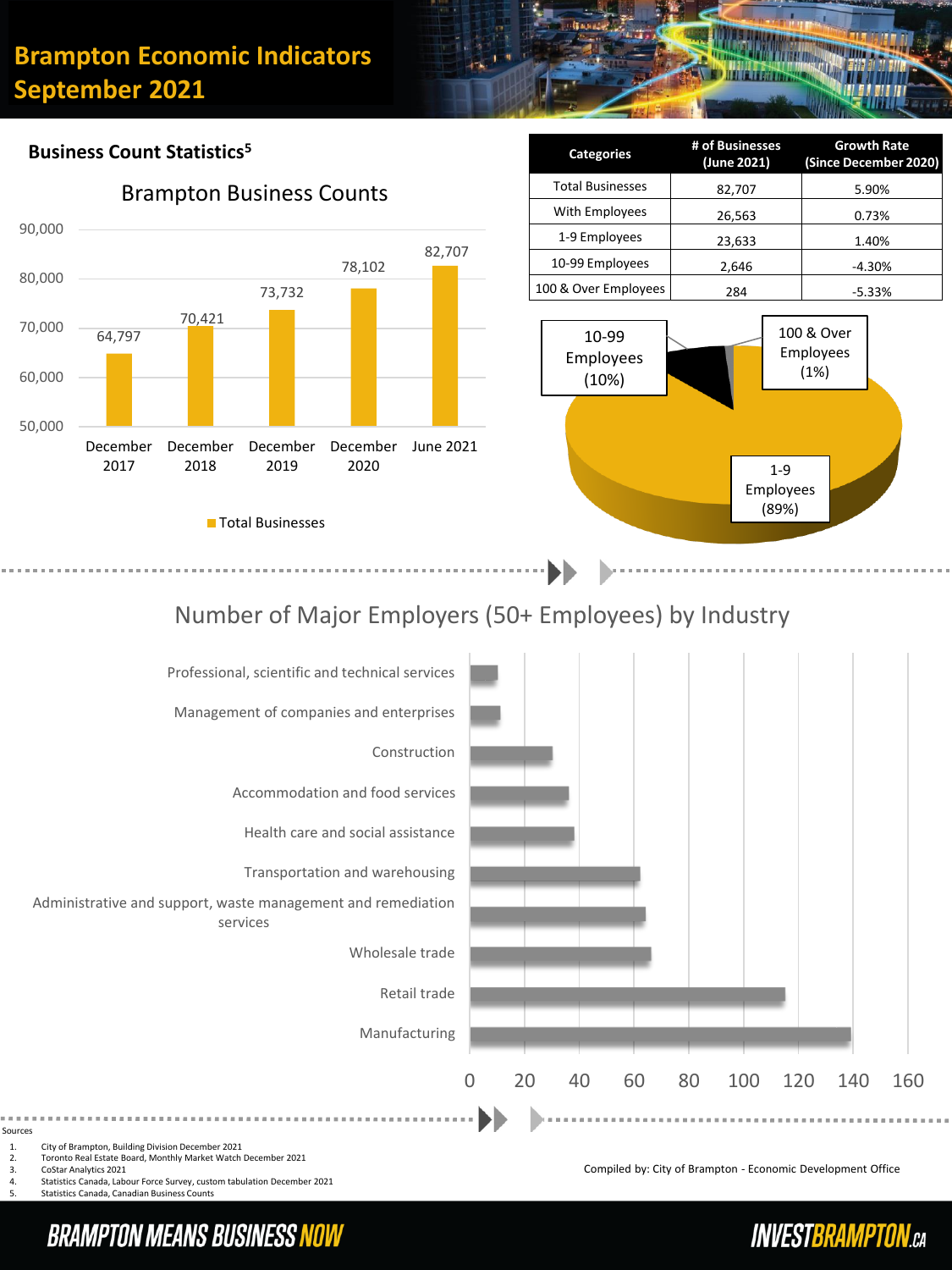# Brampton Economic Indicators September 2021

## Business Count Statistics[5]

Brampton Business Counts

90,000
80,000
70,000
60,000
50,000

64,797 — December 2017
70,421 — December 2018
73,732 — December 2019
78,102 — December 2020
82,707 — June 2021

Total Businesses

| Categories | # of Businesses (June 2021) | Growth Rate (Since December 2020) |
|---|---|---|
| Total Businesses | 82,707 | 5.90% |
| With Employees | 26,563 | 0.73% |
| 1-9 Employees | 23,633 | 1.40% |
| 10-99 Employees | 2,646 | -4.30% |
| 100 & Over Employees | 284 | -5.33% |

10-99 Employees (10%)

100 & Over Employees (1%)

1-9 Employees (89%)

## Number of Major Employers (50+ Employees) by Industry

Professional, scientific and technical services

Management of companies and enterprises

Construction

Accommodation and food services

Health care and social assistance

Transportation and warehousing

Administrative and support, waste management and remediation services

Wholesale trade

Retail trade

Manufacturing

0 20 40 60 80 100 120 140 160

Sources

1. City of Brampton, Building Division December 2021
2. Toronto Real Estate Board, Monthly Market Watch December 2021
3. CoStar Analytics 2021
4. Statistics Canada, Labour Force Survey, custom tabulation December 2021
5. Statistics Canada, Canadian Business Counts

Compiled by: City of Brampton - Economic Development Office

BRAMPTON MEANS BUSINESS NOW

INVESTBRAMPTON.CA